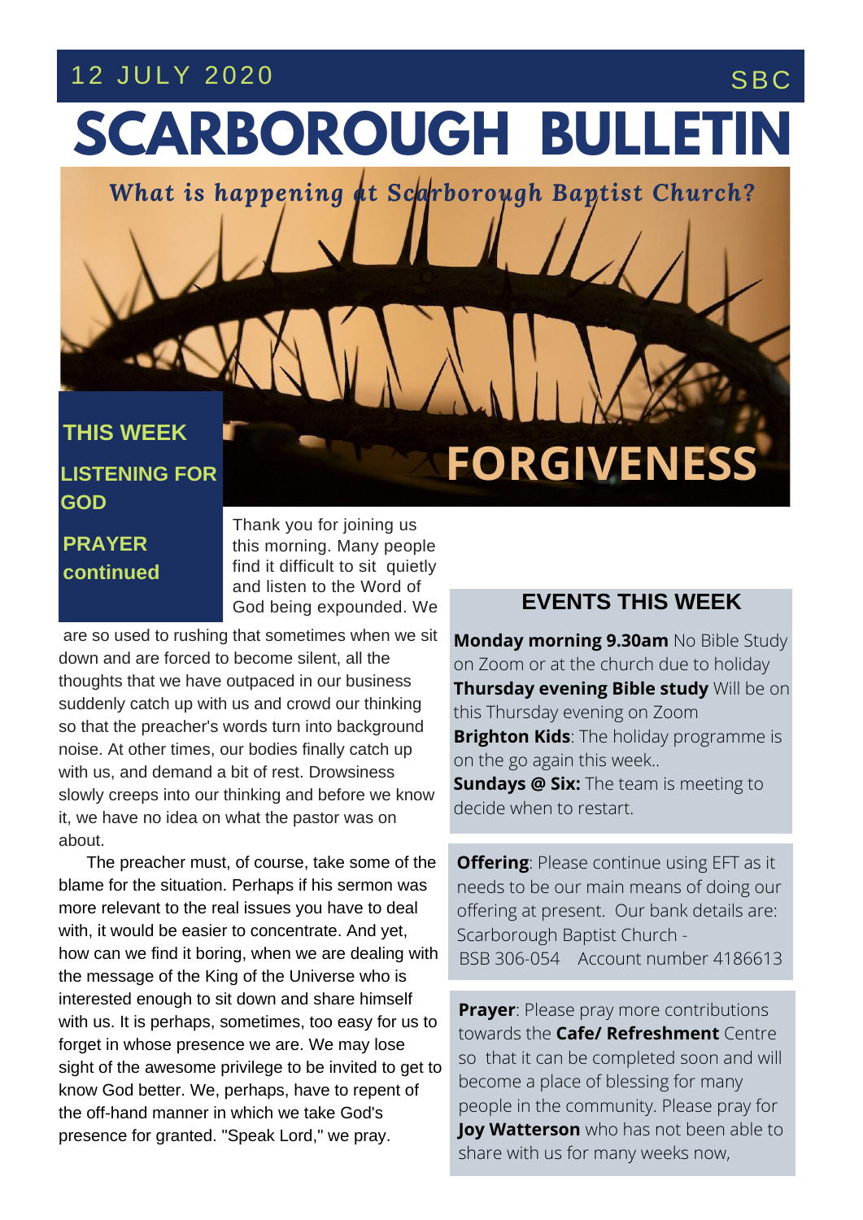12 JULY 2020 SBC

# SCARBOROUGH BULLETIN

***What is happening at Scarborough Baptist Church?***

## FORGIVENESS

**THIS WEEK**

**LISTENING FOR GOD**

**PRAYER continued**

Thank you for joining us this morning. Many people find it difficult to sit quietly and listen to the Word of God being expounded. We are so used to rushing that sometimes when we sit down and are forced to become silent, all the thoughts that we have outpaced in our business suddenly catch up with us and crowd our thinking so that the preacher's words turn into background noise. At other times, our bodies finally catch up with us, and demand a bit of rest. Drowsiness slowly creeps into our thinking and before we know it, we have no idea on what the pastor was on about.

The preacher must, of course, take some of the blame for the situation. Perhaps if his sermon was more relevant to the real issues you have to deal with, it would be easier to concentrate. And yet, how can we find it boring, when we are dealing with the message of the King of the Universe who is interested enough to sit down and share himself with us. It is perhaps, sometimes, too easy for us to forget in whose presence we are. We may lose sight of the awesome privilege to be invited to get to know God better. We, perhaps, have to repent of the off-hand manner in which we take God's presence for granted. "Speak Lord," we pray.

### EVENTS THIS WEEK

**Monday morning 9.30am** No Bible Study on Zoom or at the church due to holiday
**Thursday evening Bible study** Will be on this Thursday evening on Zoom
**Brighton Kids**: The holiday programme is on the go again this week..
**Sundays @ Six:** The team is meeting to decide when to restart.

**Offering**: Please continue using EFT as it needs to be our main means of doing our offering at present. Our bank details are: Scarborough Baptist Church - BSB 306-054 Account number 4186613

**Prayer**: Please pray more contributions towards the **Cafe/ Refreshment** Centre so that it can be completed soon and will become a place of blessing for many people in the community. Please pray for **Joy Watterson** who has not been able to share with us for many weeks now,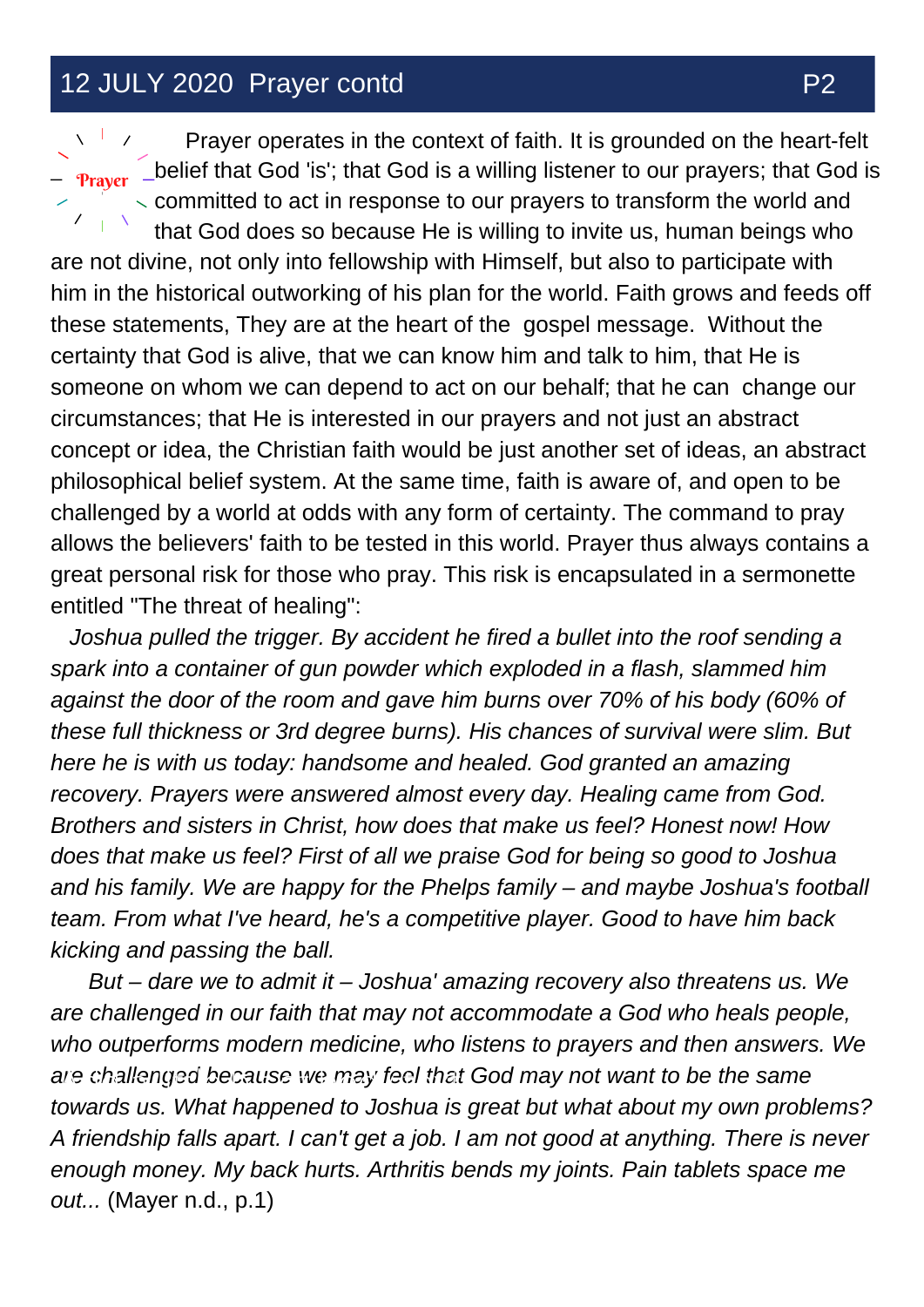## 12 JULY 2020 Prayer contd

Prayer

Prayer operates in the context of faith. It is grounded on the heart-felt belief that God 'is'; that God is a willing listener to our prayers; that God is committed to act in response to our prayers to transform the world and that God does so because He is willing to invite us, human beings who are not divine, not only into fellowship with Himself, but also to participate with him in the historical outworking of his plan for the world. Faith grows and feeds off these statements, They are at the heart of the gospel message. Without the certainty that God is alive, that we can know him and talk to him, that He is someone on whom we can depend to act on our behalf; that he can change our circumstances; that He is interested in our prayers and not just an abstract concept or idea, the Christian faith would be just another set of ideas, an abstract philosophical belief system. At the same time, faith is aware of, and open to be challenged by a world at odds with any form of certainty. The command to pray allows the believers' faith to be tested in this world. Prayer thus always contains a great personal risk for those who pray. This risk is encapsulated in a sermonette entitled "The threat of healing":

*Joshua pulled the trigger. By accident he fired a bullet into the roof sending a spark into a container of gun powder which exploded in a flash, slammed him against the door of the room and gave him burns over 70% of his body (60% of these full thickness or 3rd degree burns). His chances of survival were slim. But here he is with us today: handsome and healed. God granted an amazing recovery. Prayers were answered almost every day. Healing came from God. Brothers and sisters in Christ, how does that make us feel? Honest now! How does that make us feel? First of all we praise God for being so good to Joshua and his family. We are happy for the Phelps family – and maybe Joshua's football team. From what I've heard, he's a competitive player. Good to have him back kicking and passing the ball.*

*But – dare we to admit it – Joshua' amazing recovery also threatens us. We are challenged in our faith that may not accommodate a God who heals people, who outperforms modern medicine, who listens to prayers and then answers. We are challenged because we may feel that God may not want to be the same towards us. What happened to Joshua is great but what about my own problems? A friendship falls apart. I can't get a job. I am not good at anything. There is never enough money. My back hurts. Arthritis bends my joints. Pain tablets space me out...* (Mayer n.d., p.1)